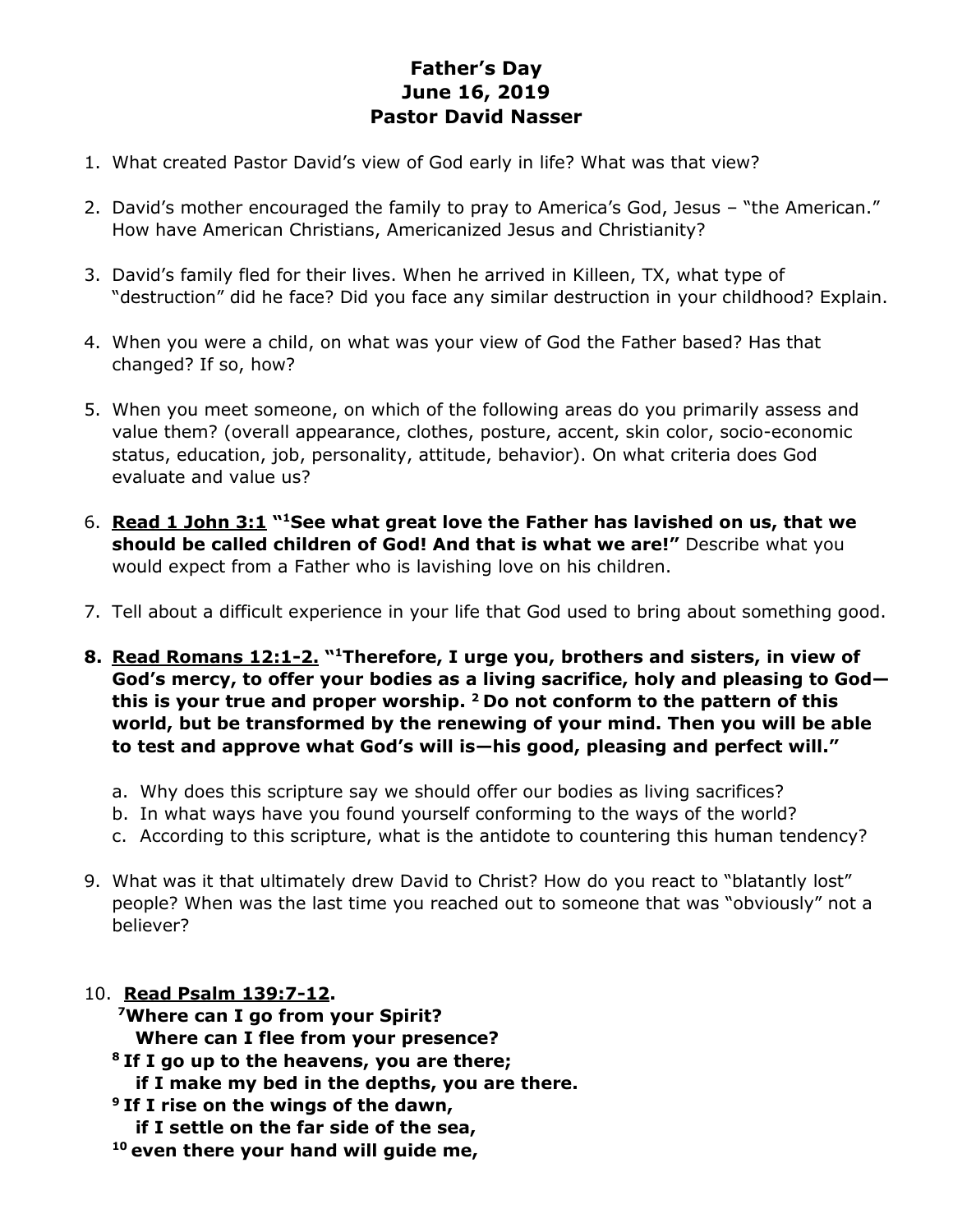# Father's Day
## June 16, 2019
## Pastor David Nasser

1. What created Pastor David's view of God early in life? What was that view?

2. David's mother encouraged the family to pray to America's God, Jesus – "the American." How have American Christians, Americanized Jesus and Christianity?

3. David's family fled for their lives. When he arrived in Killeen, TX, what type of "destruction" did he face? Did you face any similar destruction in your childhood? Explain.

4. When you were a child, on what was your view of God the Father based? Has that changed? If so, how?

5. When you meet someone, on which of the following areas do you primarily assess and value them? (overall appearance, clothes, posture, accent, skin color, socio-economic status, education, job, personality, attitude, behavior). On what criteria does God evaluate and value us?

6. **<u>Read 1 John 3:1</u> "[1]See what great love the Father has lavished on us, that we should be called children of God! And that is what we are!"** Describe what you would expect from a Father who is lavishing love on his children.

7. Tell about a difficult experience in your life that God used to bring about something good.

8. **<u>Read Romans 12:1-2.</u> "[1]Therefore, I urge you, brothers and sisters, in view of God's mercy, to offer your bodies as a living sacrifice, holy and pleasing to God—this is your true and proper worship. [2] Do not conform to the pattern of this world, but be transformed by the renewing of your mind. Then you will be able to test and approve what God's will is—his good, pleasing and perfect will."**

   a. Why does this scripture say we should offer our bodies as living sacrifices?
   b. In what ways have you found yourself conforming to the ways of the world?
   c. According to this scripture, what is the antidote to countering this human tendency?

9. What was it that ultimately drew David to Christ? How do you react to "blatantly lost" people? When was the last time you reached out to someone that was "obviously" not a believer?

10. **<u>Read Psalm 139:7-12</u>.**

    **[7]Where can I go from your Spirit?**
    **Where can I flee from your presence?**
    **[8] If I go up to the heavens, you are there;**
    **if I make my bed in the depths, you are there.**
    **[9] If I rise on the wings of the dawn,**
    **if I settle on the far side of the sea,**
    **[10] even there your hand will guide me,**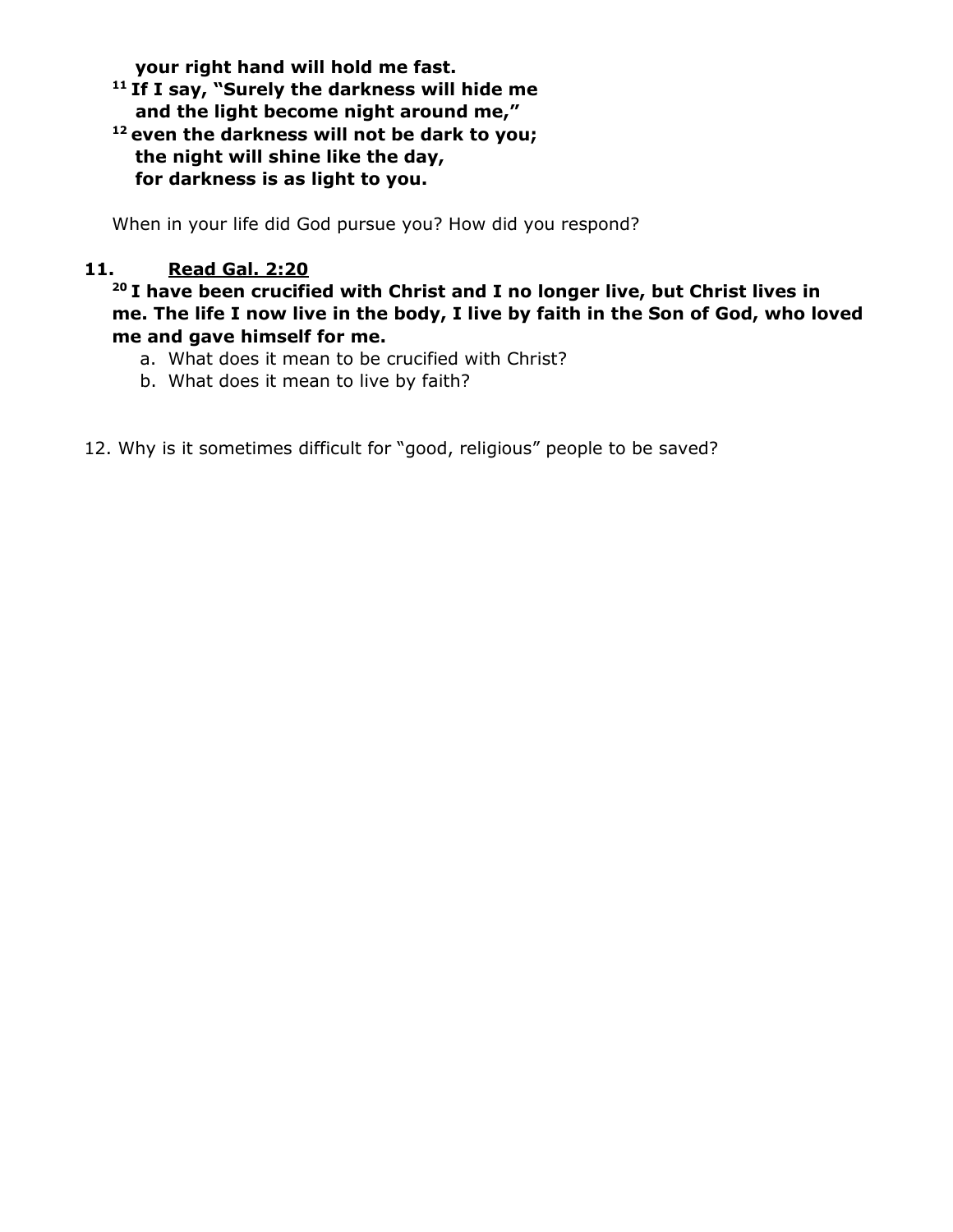**your right hand will hold me fast.**
**[11] If I say, "Surely the darkness will hide me**
**and the light become night around me,"**
**[12] even the darkness will not be dark to you;**
**the night will shine like the day,**
**for darkness is as light to you.**

When in your life did God pursue you? How did you respond?

**11. <u>Read Gal. 2:20</u>**

**[20] I have been crucified with Christ and I no longer live, but Christ lives in me. The life I now live in the body, I live by faith in the Son of God, who loved me and gave himself for me.**

a. What does it mean to be crucified with Christ?
b. What does it mean to live by faith?

12. Why is it sometimes difficult for "good, religious" people to be saved?